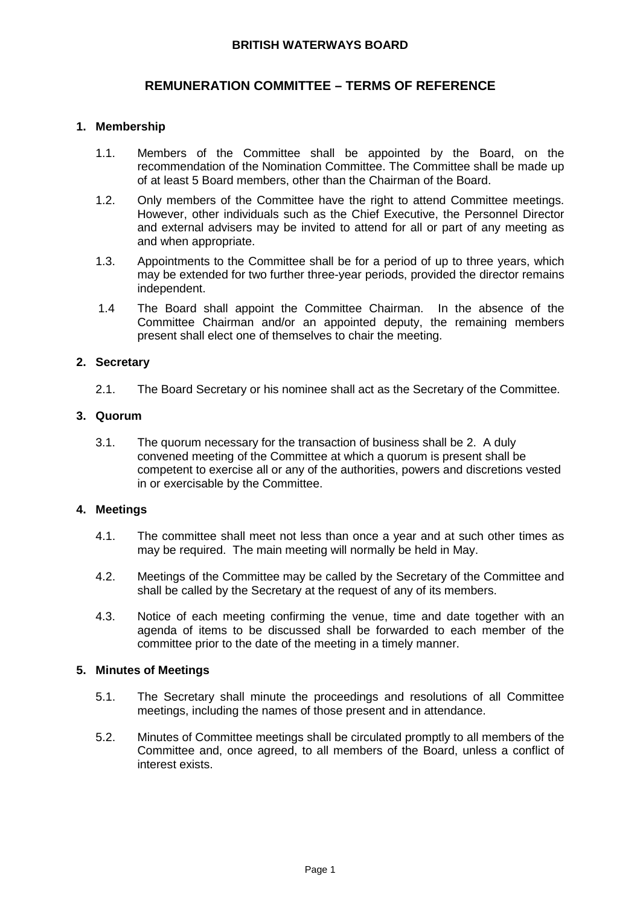# BRITISH WATERWAYS BOARD

## REMUNERATION COMMITTEE – TERMS OF REFERENCE

### 1. Membership

1.1. Members of the Committee shall be appointed by the Board, on the recommendation of the Nomination Committee. The Committee shall be made up of at least 5 Board members, other than the Chairman of the Board.

1.2. Only members of the Committee have the right to attend Committee meetings. However, other individuals such as the Chief Executive, the Personnel Director and external advisers may be invited to attend for all or part of any meeting as and when appropriate.

1.3. Appointments to the Committee shall be for a period of up to three years, which may be extended for two further three-year periods, provided the director remains independent.

1.4 The Board shall appoint the Committee Chairman. In the absence of the Committee Chairman and/or an appointed deputy, the remaining members present shall elect one of themselves to chair the meeting.

### 2. Secretary

2.1. The Board Secretary or his nominee shall act as the Secretary of the Committee.

### 3. Quorum

3.1. The quorum necessary for the transaction of business shall be 2. A duly convened meeting of the Committee at which a quorum is present shall be competent to exercise all or any of the authorities, powers and discretions vested in or exercisable by the Committee.

### 4. Meetings

4.1. The committee shall meet not less than once a year and at such other times as may be required. The main meeting will normally be held in May.

4.2. Meetings of the Committee may be called by the Secretary of the Committee and shall be called by the Secretary at the request of any of its members.

4.3. Notice of each meeting confirming the venue, time and date together with an agenda of items to be discussed shall be forwarded to each member of the committee prior to the date of the meeting in a timely manner.

### 5. Minutes of Meetings

5.1. The Secretary shall minute the proceedings and resolutions of all Committee meetings, including the names of those present and in attendance.

5.2. Minutes of Committee meetings shall be circulated promptly to all members of the Committee and, once agreed, to all members of the Board, unless a conflict of interest exists.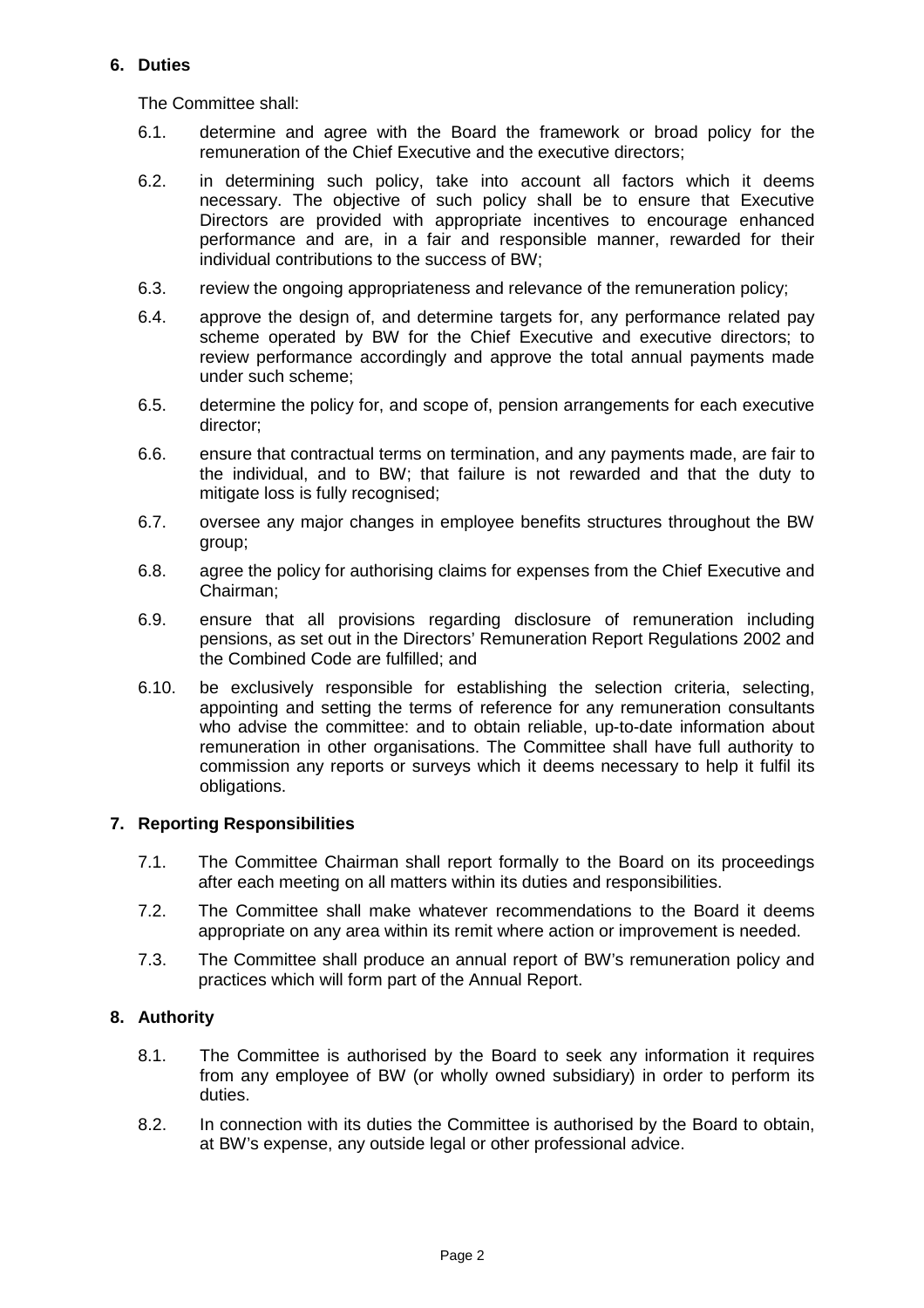## 6. Duties

The Committee shall:

6.1. determine and agree with the Board the framework or broad policy for the remuneration of the Chief Executive and the executive directors;

6.2. in determining such policy, take into account all factors which it deems necessary. The objective of such policy shall be to ensure that Executive Directors are provided with appropriate incentives to encourage enhanced performance and are, in a fair and responsible manner, rewarded for their individual contributions to the success of BW;

6.3. review the ongoing appropriateness and relevance of the remuneration policy;

6.4. approve the design of, and determine targets for, any performance related pay scheme operated by BW for the Chief Executive and executive directors; to review performance accordingly and approve the total annual payments made under such scheme;

6.5. determine the policy for, and scope of, pension arrangements for each executive director;

6.6. ensure that contractual terms on termination, and any payments made, are fair to the individual, and to BW; that failure is not rewarded and that the duty to mitigate loss is fully recognised;

6.7. oversee any major changes in employee benefits structures throughout the BW group;

6.8. agree the policy for authorising claims for expenses from the Chief Executive and Chairman;

6.9. ensure that all provisions regarding disclosure of remuneration including pensions, as set out in the Directors' Remuneration Report Regulations 2002 and the Combined Code are fulfilled; and

6.10. be exclusively responsible for establishing the selection criteria, selecting, appointing and setting the terms of reference for any remuneration consultants who advise the committee: and to obtain reliable, up-to-date information about remuneration in other organisations. The Committee shall have full authority to commission any reports or surveys which it deems necessary to help it fulfil its obligations.

## 7. Reporting Responsibilities

7.1. The Committee Chairman shall report formally to the Board on its proceedings after each meeting on all matters within its duties and responsibilities.

7.2. The Committee shall make whatever recommendations to the Board it deems appropriate on any area within its remit where action or improvement is needed.

7.3. The Committee shall produce an annual report of BW's remuneration policy and practices which will form part of the Annual Report.

## 8. Authority

8.1. The Committee is authorised by the Board to seek any information it requires from any employee of BW (or wholly owned subsidiary) in order to perform its duties.

8.2. In connection with its duties the Committee is authorised by the Board to obtain, at BW's expense, any outside legal or other professional advice.